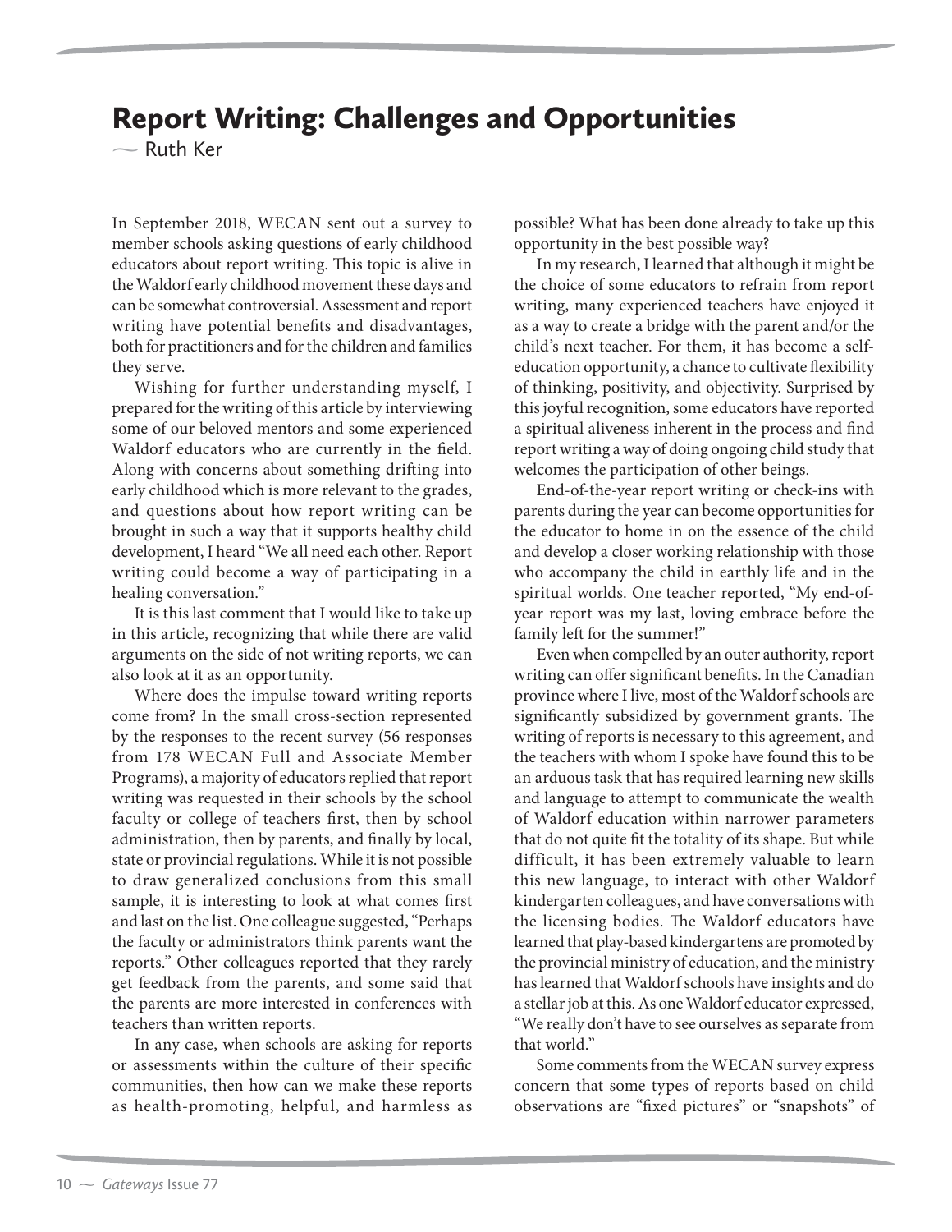# Report Writing: Challenges and Opportunities

— Ruth Ker

In September 2018, WECAN sent out a survey to member schools asking questions of early childhood educators about report writing. This topic is alive in the Waldorf early childhood movement these days and can be somewhat controversial. Assessment and report writing have potential benefits and disadvantages, both for practitioners and for the children and families they serve.

Wishing for further understanding myself, I prepared for the writing of this article by interviewing some of our beloved mentors and some experienced Waldorf educators who are currently in the field. Along with concerns about something drifting into early childhood which is more relevant to the grades, and questions about how report writing can be brought in such a way that it supports healthy child development, I heard "We all need each other. Report writing could become a way of participating in a healing conversation."

It is this last comment that I would like to take up in this article, recognizing that while there are valid arguments on the side of not writing reports, we can also look at it as an opportunity.

Where does the impulse toward writing reports come from? In the small cross-section represented by the responses to the recent survey (56 responses from 178 WECAN Full and Associate Member Programs), a majority of educators replied that report writing was requested in their schools by the school faculty or college of teachers first, then by school administration, then by parents, and finally by local, state or provincial regulations. While it is not possible to draw generalized conclusions from this small sample, it is interesting to look at what comes first and last on the list. One colleague suggested, "Perhaps the faculty or administrators think parents want the reports." Other colleagues reported that they rarely get feedback from the parents, and some said that the parents are more interested in conferences with teachers than written reports.

In any case, when schools are asking for reports or assessments within the culture of their specific communities, then how can we make these reports as health-promoting, helpful, and harmless as possible? What has been done already to take up this opportunity in the best possible way?

In my research, I learned that although it might be the choice of some educators to refrain from report writing, many experienced teachers have enjoyed it as a way to create a bridge with the parent and/or the child's next teacher. For them, it has become a self-education opportunity, a chance to cultivate flexibility of thinking, positivity, and objectivity. Surprised by this joyful recognition, some educators have reported a spiritual aliveness inherent in the process and find report writing a way of doing ongoing child study that welcomes the participation of other beings.

End-of-the-year report writing or check-ins with parents during the year can become opportunities for the educator to home in on the essence of the child and develop a closer working relationship with those who accompany the child in earthly life and in the spiritual worlds. One teacher reported, "My end-of-year report was my last, loving embrace before the family left for the summer!"

Even when compelled by an outer authority, report writing can offer significant benefits. In the Canadian province where I live, most of the Waldorf schools are significantly subsidized by government grants. The writing of reports is necessary to this agreement, and the teachers with whom I spoke have found this to be an arduous task that has required learning new skills and language to attempt to communicate the wealth of Waldorf education within narrower parameters that do not quite fit the totality of its shape. But while difficult, it has been extremely valuable to learn this new language, to interact with other Waldorf kindergarten colleagues, and have conversations with the licensing bodies. The Waldorf educators have learned that play-based kindergartens are promoted by the provincial ministry of education, and the ministry has learned that Waldorf schools have insights and do a stellar job at this. As one Waldorf educator expressed, "We really don't have to see ourselves as separate from that world."

Some comments from the WECAN survey express concern that some types of reports based on child observations are "fixed pictures" or "snapshots" of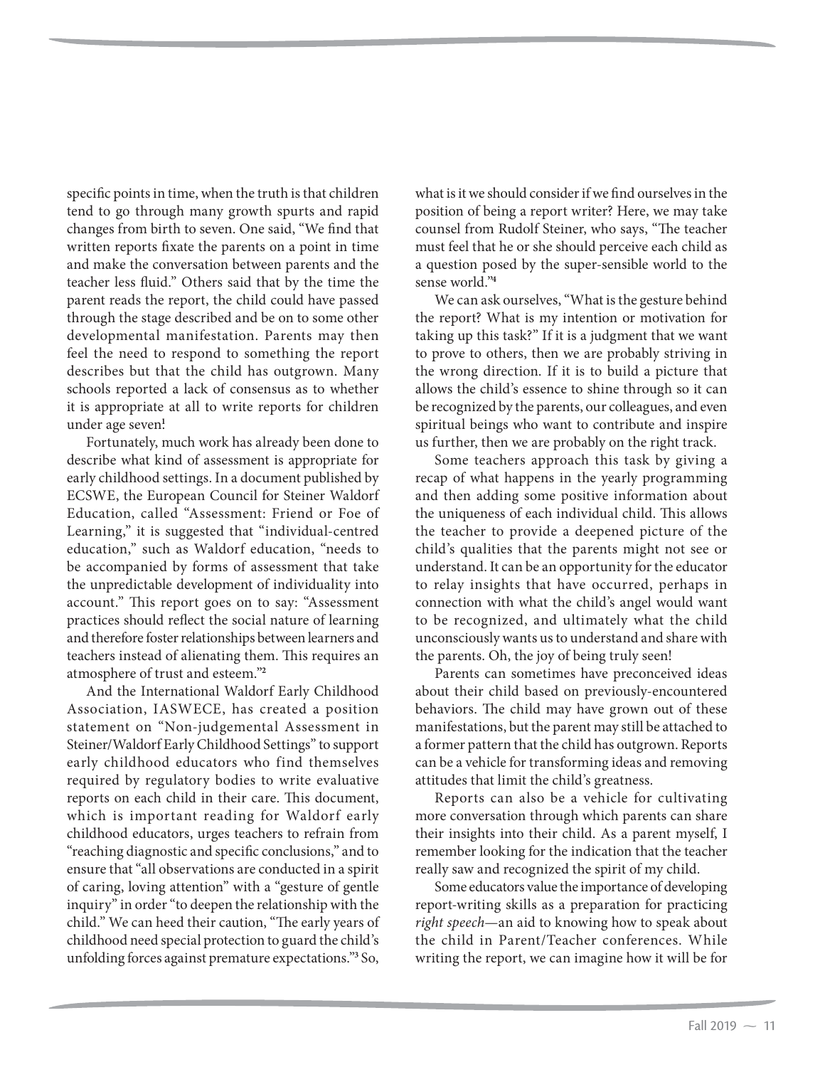specific points in time, when the truth is that children tend to go through many growth spurts and rapid changes from birth to seven. One said, "We find that written reports fixate the parents on a point in time and make the conversation between parents and the teacher less fluid." Others said that by the time the parent reads the report, the child could have passed through the stage described and be on to some other developmental manifestation. Parents may then feel the need to respond to something the report describes but that the child has outgrown. Many schools reported a lack of consensus as to whether it is appropriate at all to write reports for children under age seven!

Fortunately, much work has already been done to describe what kind of assessment is appropriate for early childhood settings. In a document published by ECSWE, the European Council for Steiner Waldorf Education, called "Assessment: Friend or Foe of Learning," it is suggested that "individual-centred education," such as Waldorf education, "needs to be accompanied by forms of assessment that take the unpredictable development of individuality into account." This report goes on to say: "Assessment practices should reflect the social nature of learning and therefore foster relationships between learners and teachers instead of alienating them. This requires an atmosphere of trust and esteem."[2]

And the International Waldorf Early Childhood Association, IASWECE, has created a position statement on "Non-judgemental Assessment in Steiner/Waldorf Early Childhood Settings" to support early childhood educators who find themselves required by regulatory bodies to write evaluative reports on each child in their care. This document, which is important reading for Waldorf early childhood educators, urges teachers to refrain from "reaching diagnostic and specific conclusions," and to ensure that "all observations are conducted in a spirit of caring, loving attention" with a "gesture of gentle inquiry" in order "to deepen the relationship with the child." We can heed their caution, "The early years of childhood need special protection to guard the child's unfolding forces against premature expectations."[3] So, what is it we should consider if we find ourselves in the position of being a report writer? Here, we may take counsel from Rudolf Steiner, who says, "The teacher must feel that he or she should perceive each child as a question posed by the super-sensible world to the sense world."[4]

We can ask ourselves, "What is the gesture behind the report? What is my intention or motivation for taking up this task?" If it is a judgment that we want to prove to others, then we are probably striving in the wrong direction. If it is to build a picture that allows the child's essence to shine through so it can be recognized by the parents, our colleagues, and even spiritual beings who want to contribute and inspire us further, then we are probably on the right track.

Some teachers approach this task by giving a recap of what happens in the yearly programming and then adding some positive information about the uniqueness of each individual child. This allows the teacher to provide a deepened picture of the child's qualities that the parents might not see or understand. It can be an opportunity for the educator to relay insights that have occurred, perhaps in connection with what the child's angel would want to be recognized, and ultimately what the child unconsciously wants us to understand and share with the parents. Oh, the joy of being truly seen!

Parents can sometimes have preconceived ideas about their child based on previously-encountered behaviors. The child may have grown out of these manifestations, but the parent may still be attached to a former pattern that the child has outgrown. Reports can be a vehicle for transforming ideas and removing attitudes that limit the child's greatness.

Reports can also be a vehicle for cultivating more conversation through which parents can share their insights into their child. As a parent myself, I remember looking for the indication that the teacher really saw and recognized the spirit of my child.

Some educators value the importance of developing report-writing skills as a preparation for practicing *right speech*—an aid to knowing how to speak about the child in Parent/Teacher conferences. While writing the report, we can imagine how it will be for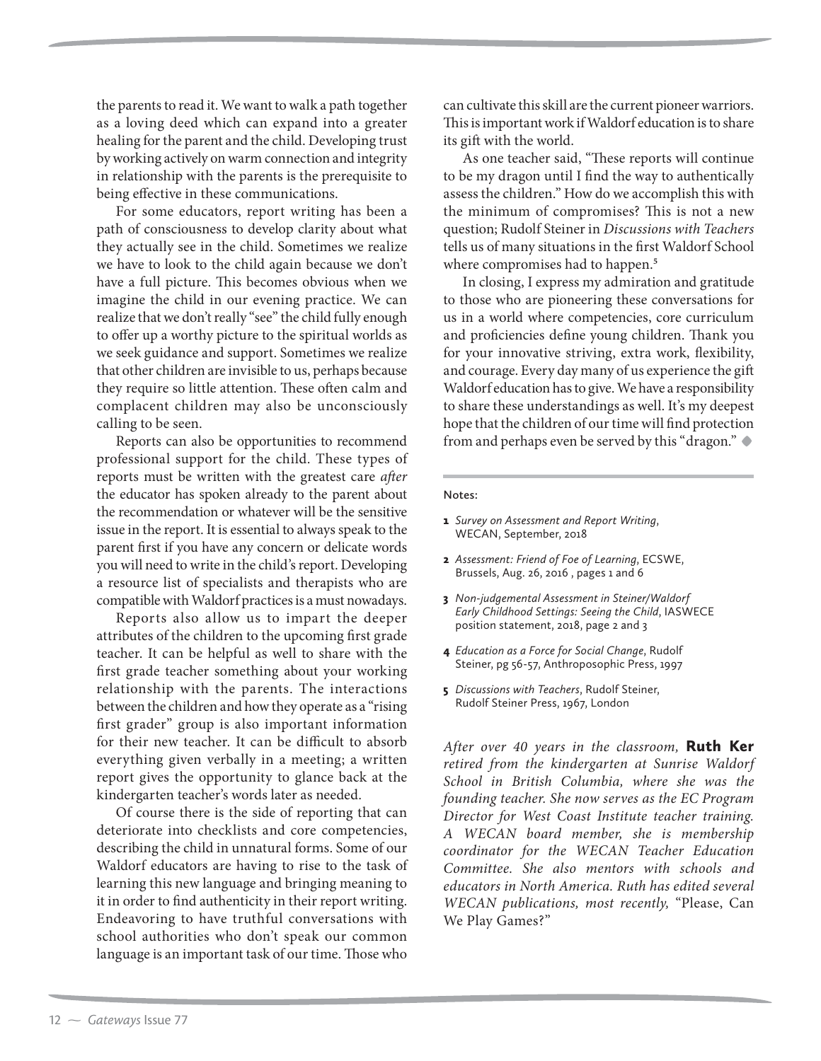the parents to read it. We want to walk a path together as a loving deed which can expand into a greater healing for the parent and the child. Developing trust by working actively on warm connection and integrity in relationship with the parents is the prerequisite to being effective in these communications.

For some educators, report writing has been a path of consciousness to develop clarity about what they actually see in the child. Sometimes we realize we have to look to the child again because we don't have a full picture. This becomes obvious when we imagine the child in our evening practice. We can realize that we don't really "see" the child fully enough to offer up a worthy picture to the spiritual worlds as we seek guidance and support. Sometimes we realize that other children are invisible to us, perhaps because they require so little attention. These often calm and complacent children may also be unconsciously calling to be seen.

Reports can also be opportunities to recommend professional support for the child. These types of reports must be written with the greatest care *after* the educator has spoken already to the parent about the recommendation or whatever will be the sensitive issue in the report. It is essential to always speak to the parent first if you have any concern or delicate words you will need to write in the child's report. Developing a resource list of specialists and therapists who are compatible with Waldorf practices is a must nowadays.

Reports also allow us to impart the deeper attributes of the children to the upcoming first grade teacher. It can be helpful as well to share with the first grade teacher something about your working relationship with the parents. The interactions between the children and how they operate as a "rising first grader" group is also important information for their new teacher. It can be difficult to absorb everything given verbally in a meeting; a written report gives the opportunity to glance back at the kindergarten teacher's words later as needed.

Of course there is the side of reporting that can deteriorate into checklists and core competencies, describing the child in unnatural forms. Some of our Waldorf educators are having to rise to the task of learning this new language and bringing meaning to it in order to find authenticity in their report writing. Endeavoring to have truthful conversations with school authorities who don't speak our common language is an important task of our time. Those who can cultivate this skill are the current pioneer warriors. This is important work if Waldorf education is to share its gift with the world.

As one teacher said, "These reports will continue to be my dragon until I find the way to authentically assess the children." How do we accomplish this with the minimum of compromises? This is not a new question; Rudolf Steiner in *Discussions with Teachers* tells us of many situations in the first Waldorf School where compromises had to happen.[5]

In closing, I express my admiration and gratitude to those who are pioneering these conversations for us in a world where competencies, core curriculum and proficiencies define young children. Thank you for your innovative striving, extra work, flexibility, and courage. Every day many of us experience the gift Waldorf education has to give. We have a responsibility to share these understandings as well. It's my deepest hope that the children of our time will find protection from and perhaps even be served by this "dragon." ◆

Notes:

1. *Survey on Assessment and Report Writing*, WECAN, September, 2018
2. *Assessment: Friend of Foe of Learning*, ECSWE, Brussels, Aug. 26, 2016 , pages 1 and 6
3. *Non-judgemental Assessment in Steiner/Waldorf Early Childhood Settings: Seeing the Child*, IASWECE position statement, 2018, page 2 and 3
4. *Education as a Force for Social Change*, Rudolf Steiner, pg 56-57, Anthroposophic Press, 1997
5. *Discussions with Teachers*, Rudolf Steiner, Rudolf Steiner Press, 1967, London

*After over 40 years in the classroom,* **Ruth Ker** *retired from the kindergarten at Sunrise Waldorf School in British Columbia, where she was the founding teacher. She now serves as the EC Program Director for West Coast Institute teacher training. A WECAN board member, she is membership coordinator for the WECAN Teacher Education Committee. She also mentors with schools and educators in North America. Ruth has edited several WECAN publications, most recently,* "Please, Can We Play Games?"